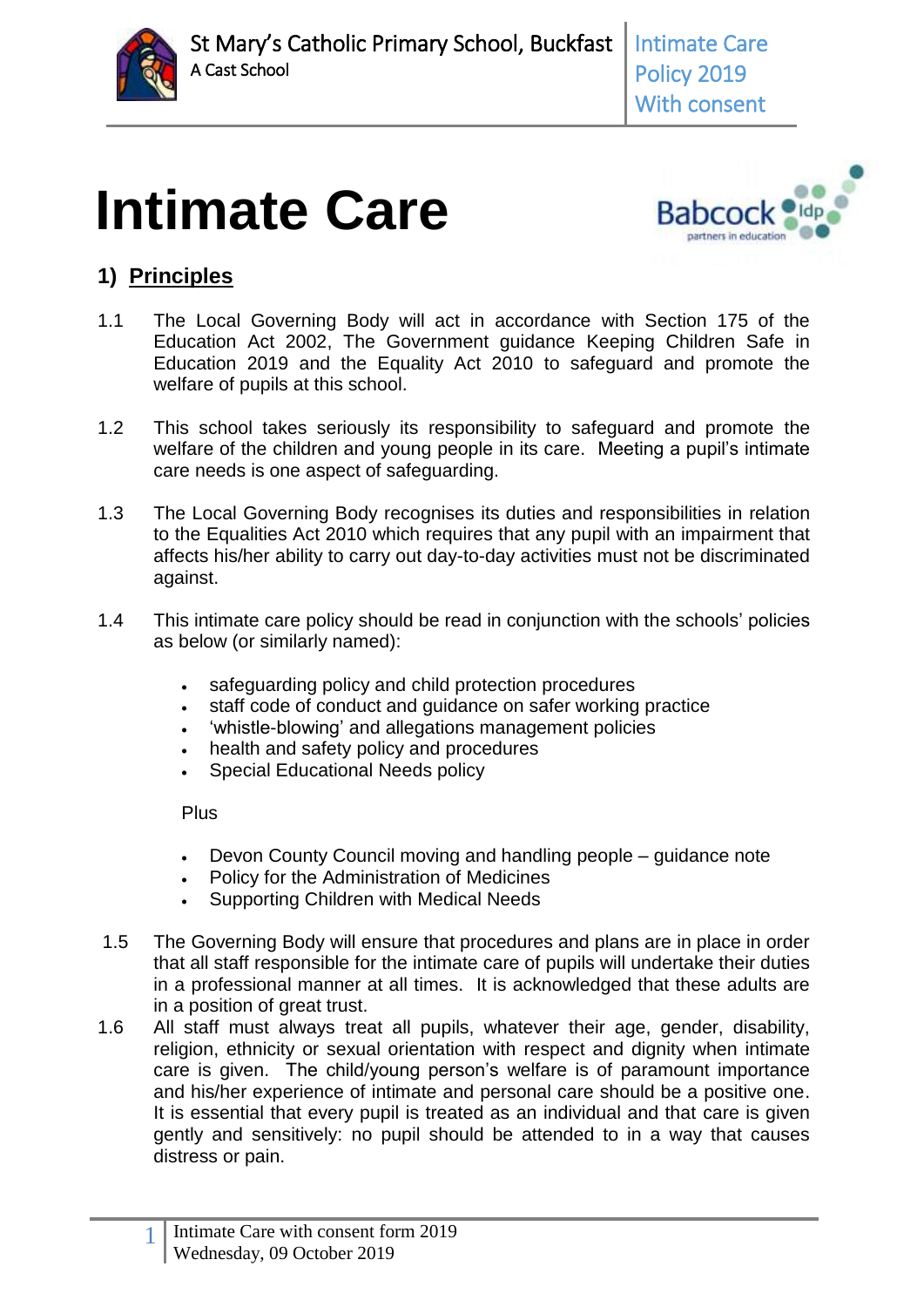# Intimate Care

## 1) Principles

1.1 The Local Governing Body will act in accordance with Section 175 of the Education Act 2002, The Government guidance Keeping Children Safe in Education 2019 and the Equality Act 2010 to safeguard and promote the welfare of pupils at this school.

1.2 This school takes seriously its responsibility to safeguard and promote the welfare of the children and young people in its care. Meeting a pupil's intimate care needs is one aspect of safeguarding.

1.3 The Local Governing Body recognises its duties and responsibilities in relation to the Equalities Act 2010 which requires that any pupil with an impairment that affects his/her ability to carry out day-to-day activities must not be discriminated against.

1.4 This intimate care policy should be read in conjunction with the schools' policies as below (or similarly named):

- safeguarding policy and child protection procedures
- staff code of conduct and guidance on safer working practice
- 'whistle-blowing' and allegations management policies
- health and safety policy and procedures
- Special Educational Needs policy

Plus

- Devon County Council moving and handling people – guidance note
- Policy for the Administration of Medicines
- Supporting Children with Medical Needs

1.5 The Governing Body will ensure that procedures and plans are in place in order that all staff responsible for the intimate care of pupils will undertake their duties in a professional manner at all times. It is acknowledged that these adults are in a position of great trust.

1.6 All staff must always treat all pupils, whatever their age, gender, disability, religion, ethnicity or sexual orientation with respect and dignity when intimate care is given. The child/young person's welfare is of paramount importance and his/her experience of intimate and personal care should be a positive one. It is essential that every pupil is treated as an individual and that care is given gently and sensitively: no pupil should be attended to in a way that causes distress or pain.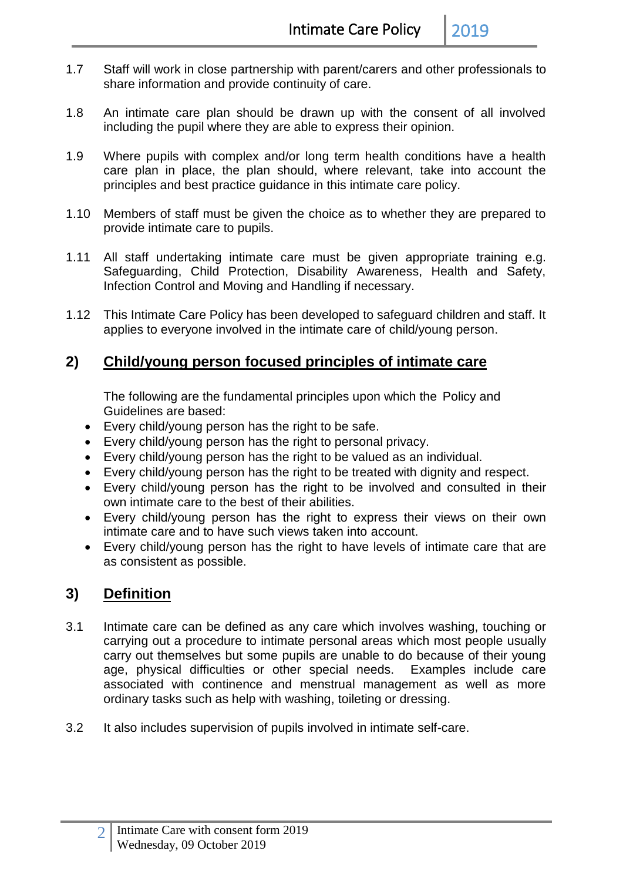1.7 Staff will work in close partnership with parent/carers and other professionals to share information and provide continuity of care.

1.8 An intimate care plan should be drawn up with the consent of all involved including the pupil where they are able to express their opinion.

1.9 Where pupils with complex and/or long term health conditions have a health care plan in place, the plan should, where relevant, take into account the principles and best practice guidance in this intimate care policy.

1.10 Members of staff must be given the choice as to whether they are prepared to provide intimate care to pupils.

1.11 All staff undertaking intimate care must be given appropriate training e.g. Safeguarding, Child Protection, Disability Awareness, Health and Safety, Infection Control and Moving and Handling if necessary.

1.12 This Intimate Care Policy has been developed to safeguard children and staff. It applies to everyone involved in the intimate care of child/young person.

## 2) <u>Child/young person focused principles of intimate care</u>

The following are the fundamental principles upon which the Policy and Guidelines are based:

- Every child/young person has the right to be safe.
- Every child/young person has the right to personal privacy.
- Every child/young person has the right to be valued as an individual.
- Every child/young person has the right to be treated with dignity and respect.
- Every child/young person has the right to be involved and consulted in their own intimate care to the best of their abilities.
- Every child/young person has the right to express their views on their own intimate care and to have such views taken into account.
- Every child/young person has the right to have levels of intimate care that are as consistent as possible.

## 3) <u>Definition</u>

3.1 Intimate care can be defined as any care which involves washing, touching or carrying out a procedure to intimate personal areas which most people usually carry out themselves but some pupils are unable to do because of their young age, physical difficulties or other special needs. Examples include care associated with continence and menstrual management as well as more ordinary tasks such as help with washing, toileting or dressing.

3.2 It also includes supervision of pupils involved in intimate self-care.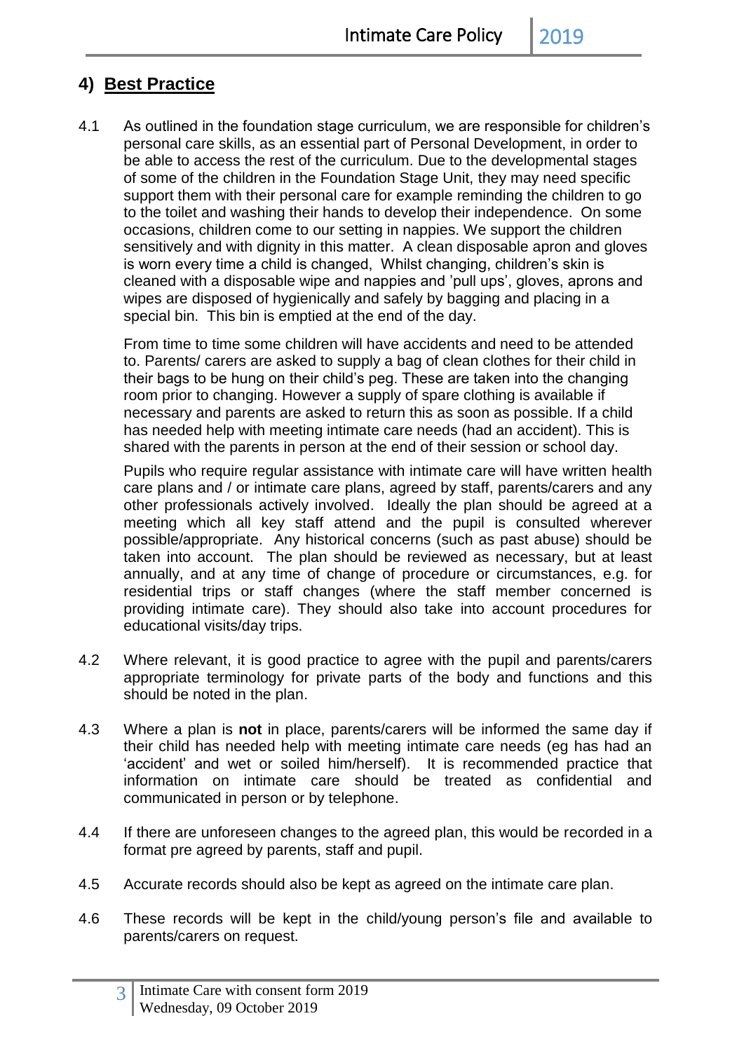## 4) **Best Practice**

4.1 As outlined in the foundation stage curriculum, we are responsible for children's personal care skills, as an essential part of Personal Development, in order to be able to access the rest of the curriculum. Due to the developmental stages of some of the children in the Foundation Stage Unit, they may need specific support them with their personal care for example reminding the children to go to the toilet and washing their hands to develop their independence. On some occasions, children come to our setting in nappies. We support the children sensitively and with dignity in this matter. A clean disposable apron and gloves is worn every time a child is changed, Whilst changing, children's skin is cleaned with a disposable wipe and nappies and 'pull ups', gloves, aprons and wipes are disposed of hygienically and safely by bagging and placing in a special bin. This bin is emptied at the end of the day.

From time to time some children will have accidents and need to be attended to. Parents/ carers are asked to supply a bag of clean clothes for their child in their bags to be hung on their child's peg. These are taken into the changing room prior to changing. However a supply of spare clothing is available if necessary and parents are asked to return this as soon as possible. If a child has needed help with meeting intimate care needs (had an accident). This is shared with the parents in person at the end of their session or school day.

Pupils who require regular assistance with intimate care will have written health care plans and / or intimate care plans, agreed by staff, parents/carers and any other professionals actively involved. Ideally the plan should be agreed at a meeting which all key staff attend and the pupil is consulted wherever possible/appropriate. Any historical concerns (such as past abuse) should be taken into account. The plan should be reviewed as necessary, but at least annually, and at any time of change of procedure or circumstances, e.g. for residential trips or staff changes (where the staff member concerned is providing intimate care). They should also take into account procedures for educational visits/day trips.

4.2 Where relevant, it is good practice to agree with the pupil and parents/carers appropriate terminology for private parts of the body and functions and this should be noted in the plan.

4.3 Where a plan is **not** in place, parents/carers will be informed the same day if their child has needed help with meeting intimate care needs (eg has had an 'accident' and wet or soiled him/herself). It is recommended practice that information on intimate care should be treated as confidential and communicated in person or by telephone.

4.4 If there are unforeseen changes to the agreed plan, this would be recorded in a format pre agreed by parents, staff and pupil.

4.5 Accurate records should also be kept as agreed on the intimate care plan.

4.6 These records will be kept in the child/young person's file and available to parents/carers on request.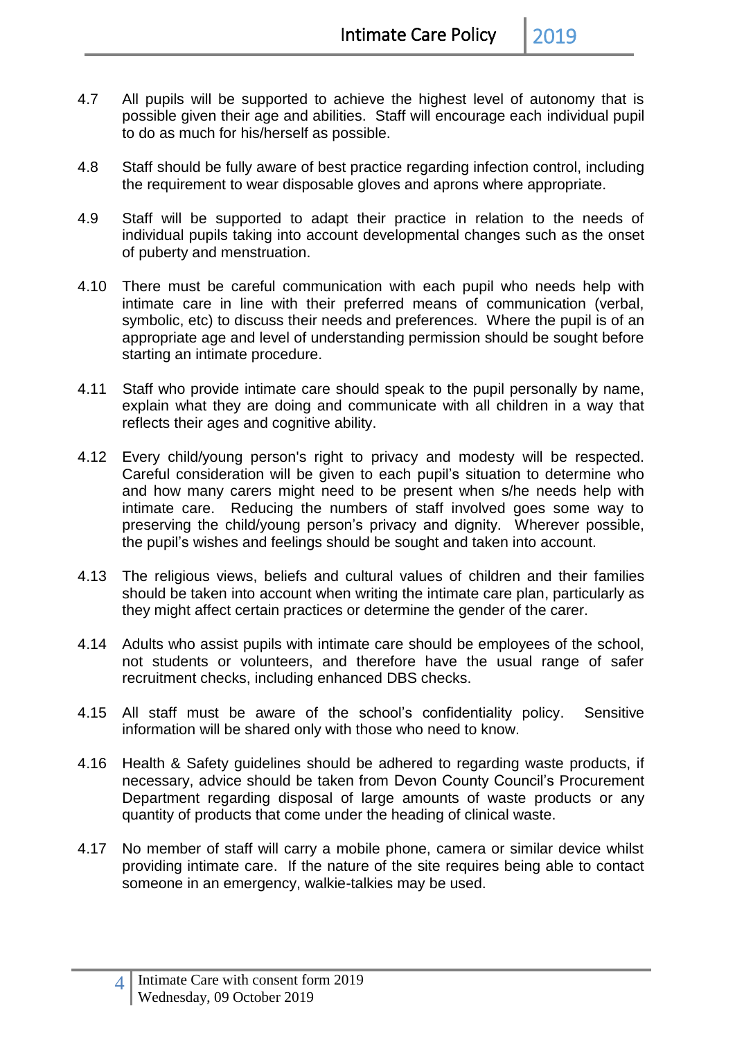4.7 All pupils will be supported to achieve the highest level of autonomy that is possible given their age and abilities. Staff will encourage each individual pupil to do as much for his/herself as possible.

4.8 Staff should be fully aware of best practice regarding infection control, including the requirement to wear disposable gloves and aprons where appropriate.

4.9 Staff will be supported to adapt their practice in relation to the needs of individual pupils taking into account developmental changes such as the onset of puberty and menstruation.

4.10 There must be careful communication with each pupil who needs help with intimate care in line with their preferred means of communication (verbal, symbolic, etc) to discuss their needs and preferences. Where the pupil is of an appropriate age and level of understanding permission should be sought before starting an intimate procedure.

4.11 Staff who provide intimate care should speak to the pupil personally by name, explain what they are doing and communicate with all children in a way that reflects their ages and cognitive ability.

4.12 Every child/young person's right to privacy and modesty will be respected. Careful consideration will be given to each pupil's situation to determine who and how many carers might need to be present when s/he needs help with intimate care. Reducing the numbers of staff involved goes some way to preserving the child/young person's privacy and dignity. Wherever possible, the pupil's wishes and feelings should be sought and taken into account.

4.13 The religious views, beliefs and cultural values of children and their families should be taken into account when writing the intimate care plan, particularly as they might affect certain practices or determine the gender of the carer.

4.14 Adults who assist pupils with intimate care should be employees of the school, not students or volunteers, and therefore have the usual range of safer recruitment checks, including enhanced DBS checks.

4.15 All staff must be aware of the school's confidentiality policy. Sensitive information will be shared only with those who need to know.

4.16 Health & Safety guidelines should be adhered to regarding waste products, if necessary, advice should be taken from Devon County Council's Procurement Department regarding disposal of large amounts of waste products or any quantity of products that come under the heading of clinical waste.

4.17 No member of staff will carry a mobile phone, camera or similar device whilst providing intimate care. If the nature of the site requires being able to contact someone in an emergency, walkie-talkies may be used.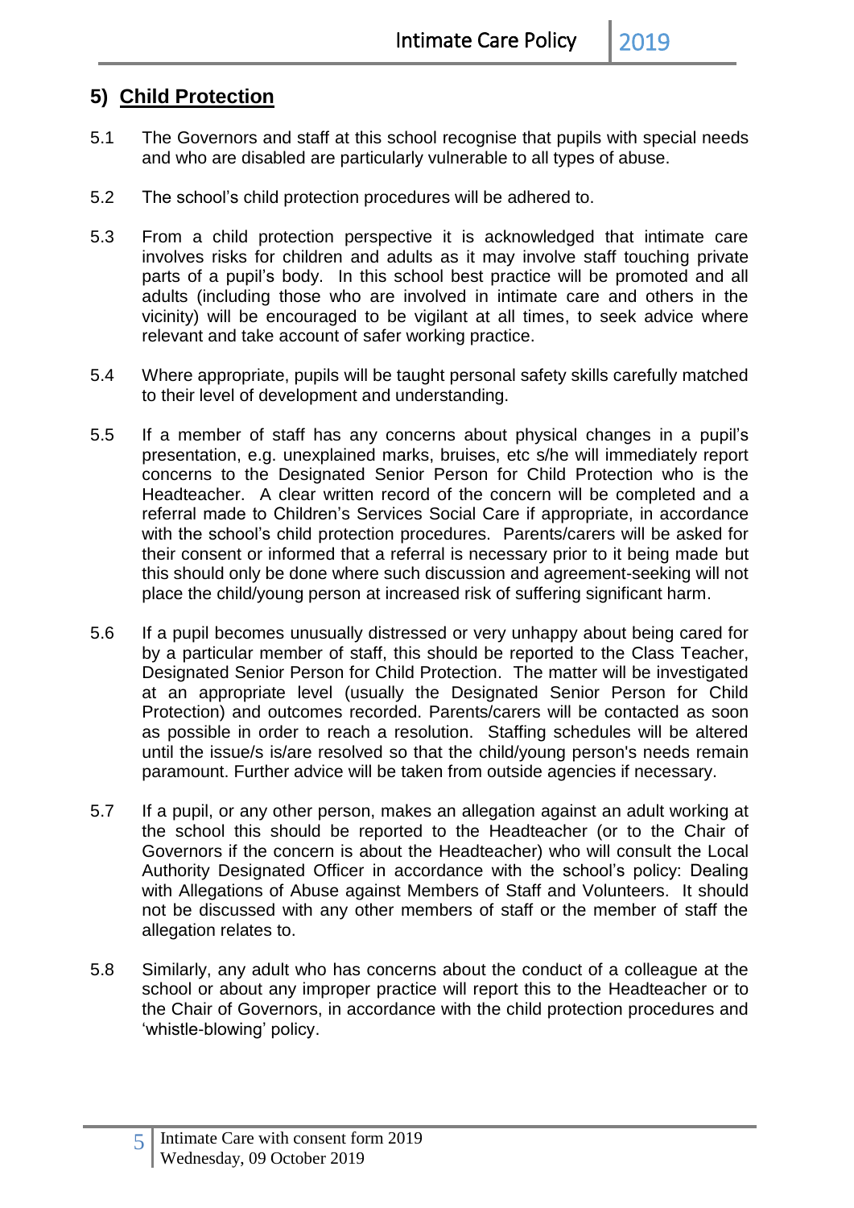## 5) Child Protection

5.1 The Governors and staff at this school recognise that pupils with special needs and who are disabled are particularly vulnerable to all types of abuse.

5.2 The school's child protection procedures will be adhered to.

5.3 From a child protection perspective it is acknowledged that intimate care involves risks for children and adults as it may involve staff touching private parts of a pupil's body. In this school best practice will be promoted and all adults (including those who are involved in intimate care and others in the vicinity) will be encouraged to be vigilant at all times, to seek advice where relevant and take account of safer working practice.

5.4 Where appropriate, pupils will be taught personal safety skills carefully matched to their level of development and understanding.

5.5 If a member of staff has any concerns about physical changes in a pupil's presentation, e.g. unexplained marks, bruises, etc s/he will immediately report concerns to the Designated Senior Person for Child Protection who is the Headteacher. A clear written record of the concern will be completed and a referral made to Children's Services Social Care if appropriate, in accordance with the school's child protection procedures. Parents/carers will be asked for their consent or informed that a referral is necessary prior to it being made but this should only be done where such discussion and agreement-seeking will not place the child/young person at increased risk of suffering significant harm.

5.6 If a pupil becomes unusually distressed or very unhappy about being cared for by a particular member of staff, this should be reported to the Class Teacher, Designated Senior Person for Child Protection. The matter will be investigated at an appropriate level (usually the Designated Senior Person for Child Protection) and outcomes recorded. Parents/carers will be contacted as soon as possible in order to reach a resolution. Staffing schedules will be altered until the issue/s is/are resolved so that the child/young person's needs remain paramount. Further advice will be taken from outside agencies if necessary.

5.7 If a pupil, or any other person, makes an allegation against an adult working at the school this should be reported to the Headteacher (or to the Chair of Governors if the concern is about the Headteacher) who will consult the Local Authority Designated Officer in accordance with the school's policy: Dealing with Allegations of Abuse against Members of Staff and Volunteers. It should not be discussed with any other members of staff or the member of staff the allegation relates to.

5.8 Similarly, any adult who has concerns about the conduct of a colleague at the school or about any improper practice will report this to the Headteacher or to the Chair of Governors, in accordance with the child protection procedures and 'whistle-blowing' policy.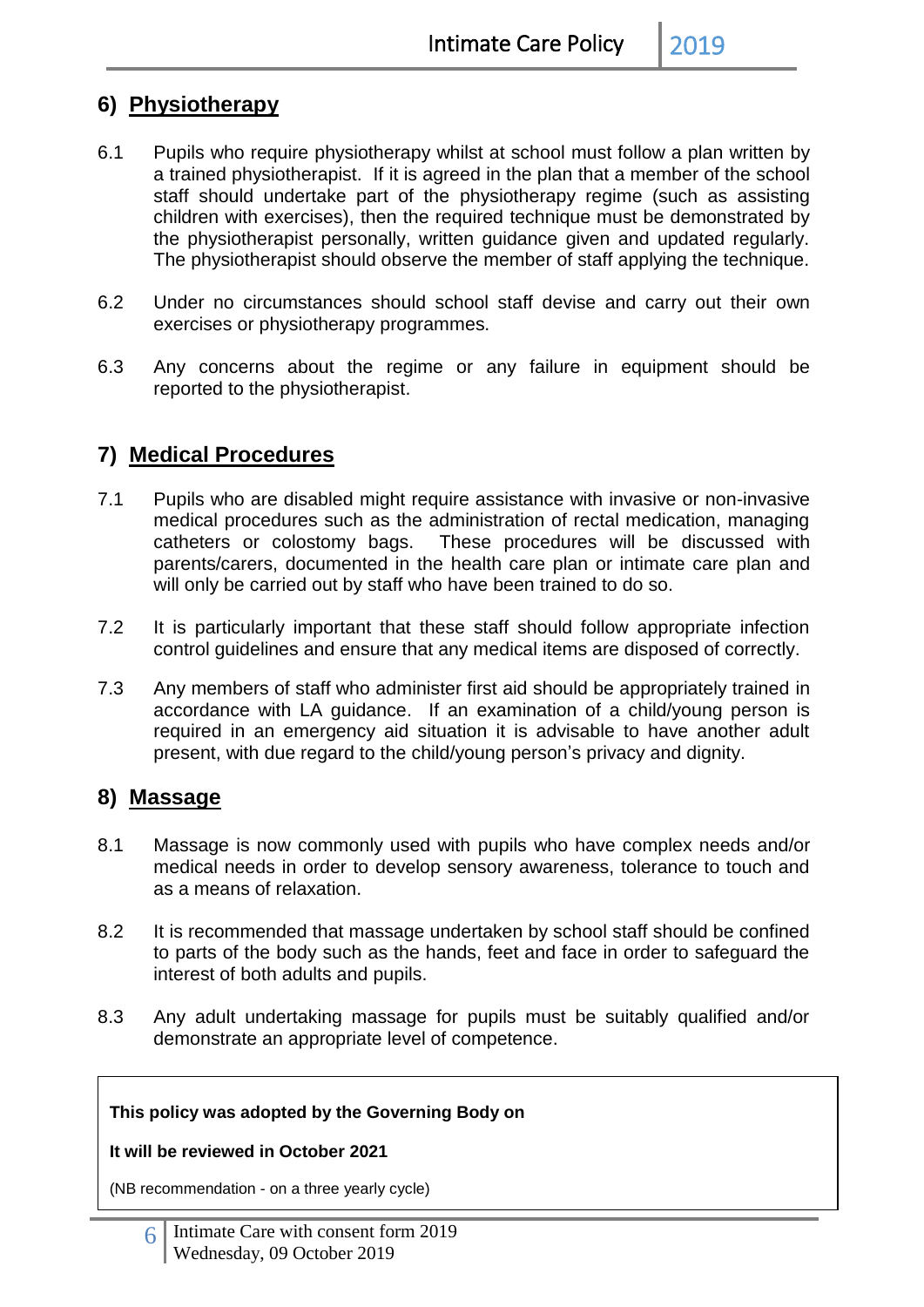## 6) Physiotherapy

6.1 Pupils who require physiotherapy whilst at school must follow a plan written by a trained physiotherapist. If it is agreed in the plan that a member of the school staff should undertake part of the physiotherapy regime (such as assisting children with exercises), then the required technique must be demonstrated by the physiotherapist personally, written guidance given and updated regularly. The physiotherapist should observe the member of staff applying the technique.

6.2 Under no circumstances should school staff devise and carry out their own exercises or physiotherapy programmes.

6.3 Any concerns about the regime or any failure in equipment should be reported to the physiotherapist.

## 7) Medical Procedures

7.1 Pupils who are disabled might require assistance with invasive or non-invasive medical procedures such as the administration of rectal medication, managing catheters or colostomy bags. These procedures will be discussed with parents/carers, documented in the health care plan or intimate care plan and will only be carried out by staff who have been trained to do so.

7.2 It is particularly important that these staff should follow appropriate infection control guidelines and ensure that any medical items are disposed of correctly.

7.3 Any members of staff who administer first aid should be appropriately trained in accordance with LA guidance. If an examination of a child/young person is required in an emergency aid situation it is advisable to have another adult present, with due regard to the child/young person's privacy and dignity.

## 8) Massage

8.1 Massage is now commonly used with pupils who have complex needs and/or medical needs in order to develop sensory awareness, tolerance to touch and as a means of relaxation.

8.2 It is recommended that massage undertaken by school staff should be confined to parts of the body such as the hands, feet and face in order to safeguard the interest of both adults and pupils.

8.3 Any adult undertaking massage for pupils must be suitably qualified and/or demonstrate an appropriate level of competence.

**This policy was adopted by the Governing Body on**

**It will be reviewed in October 2021**

(NB recommendation - on a three yearly cycle)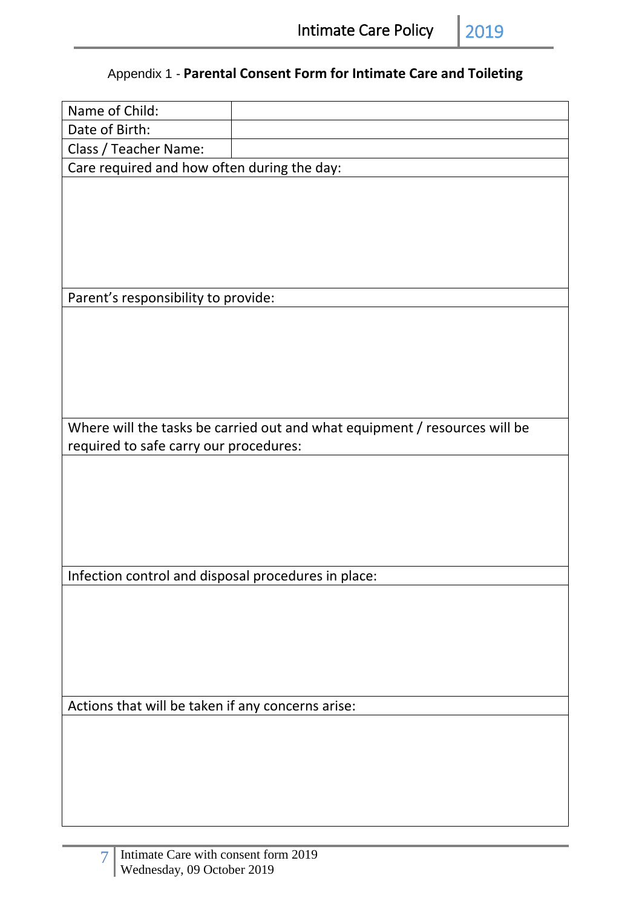Appendix 1 - **Parental Consent Form for Intimate Care and Toileting**

| Name of Child: | |
|---|---|
| Date of Birth: | |
| Class / Teacher Name: | |
| Care required and how often during the day: | |
| | |
| Parent's responsibility to provide: | |
| | |
| Where will the tasks be carried out and what equipment / resources will be required to safe carry our procedures: | |
| | |
| Infection control and disposal procedures in place: | |
| | |
| Actions that will be taken if any concerns arise: | |
| | |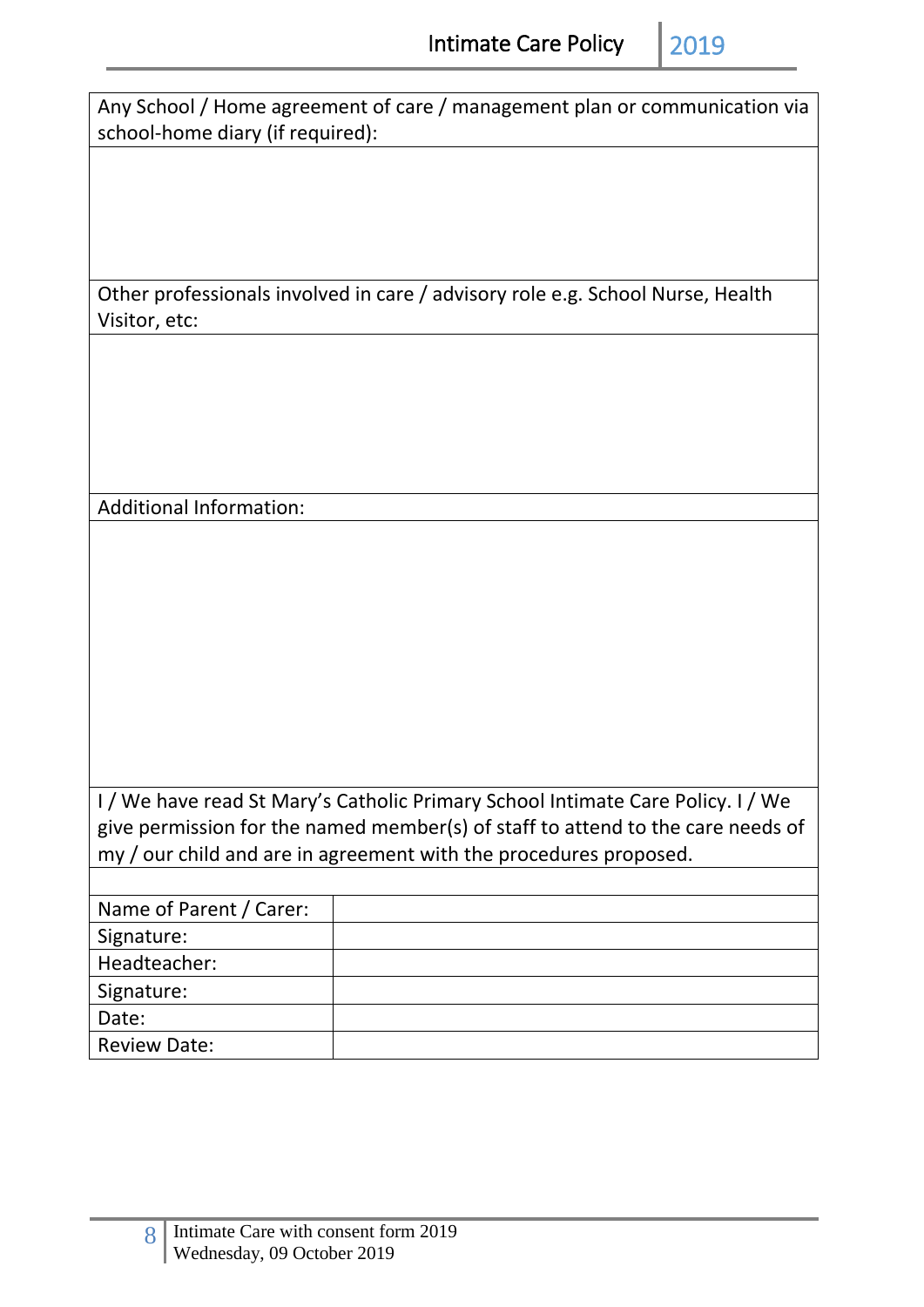| |
|---|
| Any School / Home agreement of care / management plan or communication via school-home diary (if required): |
| |
| Other professionals involved in care / advisory role e.g. School Nurse, Health Visitor, etc: |
| |
| Additional Information: |
| |
| I / We have read St Mary's Catholic Primary School Intimate Care Policy. I / We give permission for the named member(s) of staff to attend to the care needs of my / our child and are in agreement with the procedures proposed. |
| |

| | |
|---|---|
| Name of Parent / Carer: | |
| Signature: | |
| Headteacher: | |
| Signature: | |
| Date: | |
| Review Date: | |